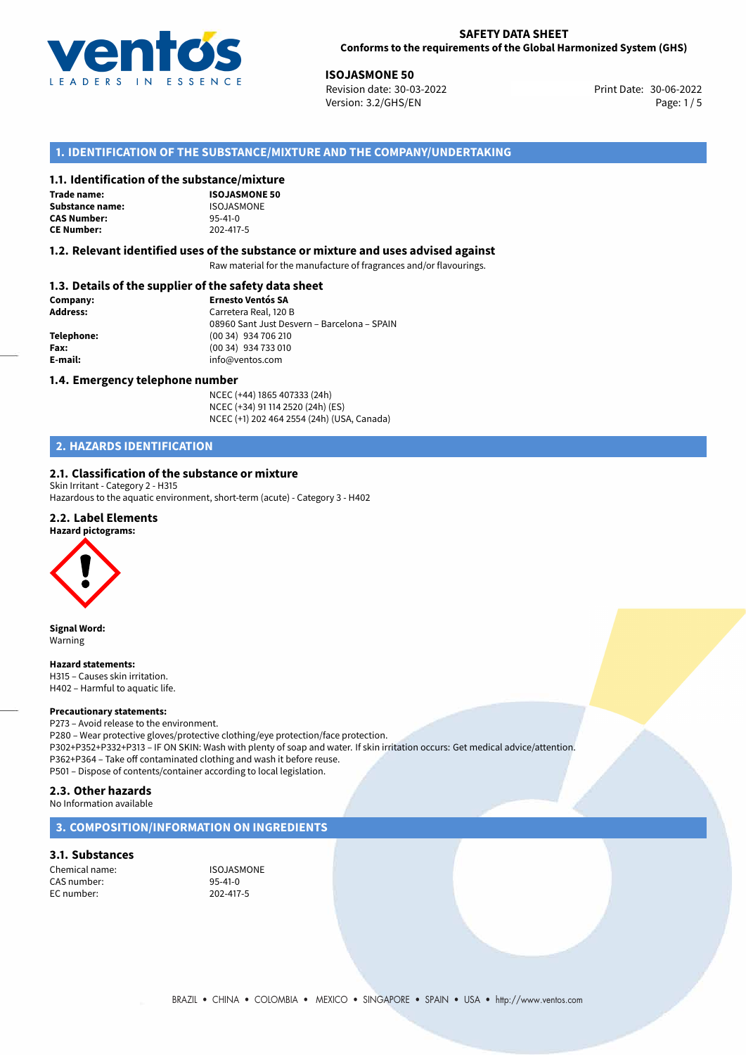**SAFETY DATA SHEET**
**Conforms to the requirements of the Global Harmonized System (GHS)**

**ISOJASMONE 50**
Revision date: 30-03-2022
Version: 3.2/GHS/EN
Print Date: 30-06-2022

## 1. IDENTIFICATION OF THE SUBSTANCE/MIXTURE AND THE COMPANY/UNDERTAKING

### 1.1. Identification of the substance/mixture

| | |
|---|---|
| **Trade name:** | **ISOJASMONE 50** |
| **Substance name:** | ISOJASMONE |
| **CAS Number:** | 95-41-0 |
| **CE Number:** | 202-417-5 |

### 1.2. Relevant identified uses of the substance or mixture and uses advised against

Raw material for the manufacture of fragrances and/or flavourings.

### 1.3. Details of the supplier of the safety data sheet

| | |
|---|---|
| **Company:** | **Ernesto Ventós SA** |
| **Address:** | Carretera Real, 120 B<br>08960 Sant Just Desvern – Barcelona – SPAIN |
| **Telephone:** | (00 34) 934 706 210 |
| **Fax:** | (00 34) 934 733 010 |
| **E-mail:** | info@ventos.com |

### 1.4. Emergency telephone number

NCEC (+44) 1865 407333 (24h)
NCEC (+34) 91 114 2520 (24h) (ES)
NCEC (+1) 202 464 2554 (24h) (USA, Canada)

## 2. HAZARDS IDENTIFICATION

### 2.1. Classification of the substance or mixture

Skin Irritant - Category 2 - H315
Hazardous to the aquatic environment, short-term (acute) - Category 3 - H402

### 2.2. Label Elements

**Hazard pictograms:**

**Signal Word:**
Warning

**Hazard statements:**
H315 – Causes skin irritation.
H402 – Harmful to aquatic life.

**Precautionary statements:**
P273 – Avoid release to the environment.
P280 – Wear protective gloves/protective clothing/eye protection/face protection.
P302+P352+P332+P313 – IF ON SKIN: Wash with plenty of soap and water. If skin irritation occurs: Get medical advice/attention.
P362+P364 – Take off contaminated clothing and wash it before reuse.
P501 – Dispose of contents/container according to local legislation.

### 2.3. Other hazards

No Information available

## 3. COMPOSITION/INFORMATION ON INGREDIENTS

### 3.1. Substances

| | |
|---|---|
| Chemical name: | ISOJASMONE |
| CAS number: | 95-41-0 |
| EC number: | 202-417-5 |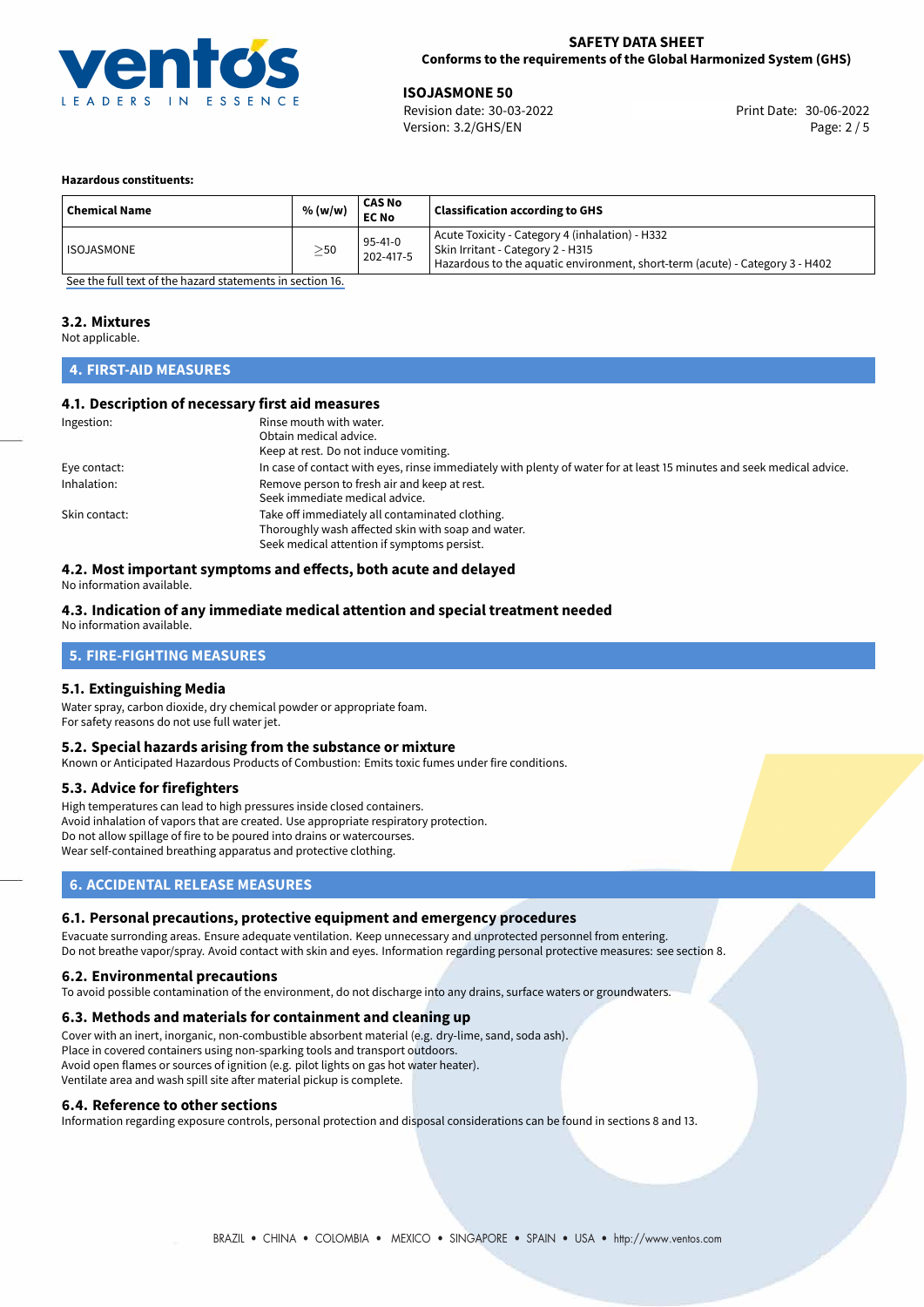**Hazardous constituents:**

| Chemical Name | % (w/w) | CAS No<br>EC No | Classification according to GHS |
|---|---|---|---|
| ISOJASMONE | ≥50 | 95-41-0<br>202-417-5 | Acute Toxicity - Category 4 (inhalation) - H332<br>Skin Irritant - Category 2 - H315<br>Hazardous to the aquatic environment, short-term (acute) - Category 3 - H402 |

See the full text of the hazard statements in section 16.

### 3.2. Mixtures

Not applicable.

## 4. FIRST-AID MEASURES

### 4.1. Description of necessary first aid measures

Ingestion: Rinse mouth with water.
Obtain medical advice.
Keep at rest. Do not induce vomiting.

Eye contact: In case of contact with eyes, rinse immediately with plenty of water for at least 15 minutes and seek medical advice.

Inhalation: Remove person to fresh air and keep at rest.
Seek immediate medical advice.

Skin contact: Take off immediately all contaminated clothing.
Thoroughly wash affected skin with soap and water.
Seek medical attention if symptoms persist.

### 4.2. Most important symptoms and effects, both acute and delayed

No information available.

### 4.3. Indication of any immediate medical attention and special treatment needed

No information available.

## 5. FIRE-FIGHTING MEASURES

### 5.1. Extinguishing Media

Water spray, carbon dioxide, dry chemical powder or appropriate foam.
For safety reasons do not use full water jet.

### 5.2. Special hazards arising from the substance or mixture

Known or Anticipated Hazardous Products of Combustion: Emits toxic fumes under fire conditions.

### 5.3. Advice for firefighters

High temperatures can lead to high pressures inside closed containers.
Avoid inhalation of vapors that are created. Use appropriate respiratory protection.
Do not allow spillage of fire to be poured into drains or watercourses.
Wear self-contained breathing apparatus and protective clothing.

## 6. ACCIDENTAL RELEASE MEASURES

### 6.1. Personal precautions, protective equipment and emergency procedures

Evacuate surronding areas. Ensure adequate ventilation. Keep unnecessary and unprotected personnel from entering.
Do not breathe vapor/spray. Avoid contact with skin and eyes. Information regarding personal protective measures: see section 8.

### 6.2. Environmental precautions

To avoid possible contamination of the environment, do not discharge into any drains, surface waters or groundwaters.

### 6.3. Methods and materials for containment and cleaning up

Cover with an inert, inorganic, non-combustible absorbent material (e.g. dry-lime, sand, soda ash).
Place in covered containers using non-sparking tools and transport outdoors.
Avoid open flames or sources of ignition (e.g. pilot lights on gas hot water heater).
Ventilate area and wash spill site after material pickup is complete.

### 6.4. Reference to other sections

Information regarding exposure controls, personal protection and disposal considerations can be found in sections 8 and 13.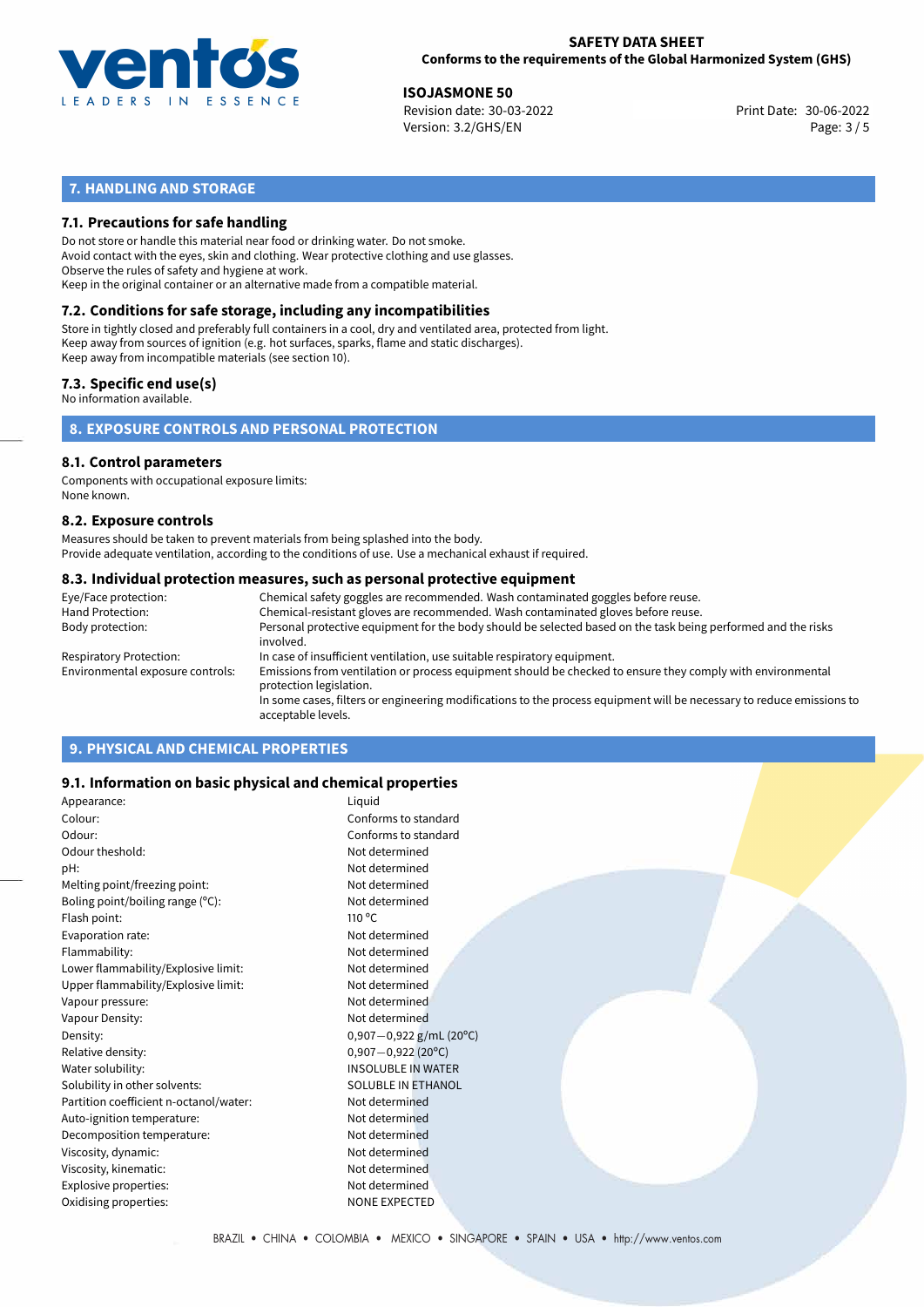## 7. HANDLING AND STORAGE

### 7.1. Precautions for safe handling

Do not store or handle this material near food or drinking water. Do not smoke.
Avoid contact with the eyes, skin and clothing. Wear protective clothing and use glasses.
Observe the rules of safety and hygiene at work.
Keep in the original container or an alternative made from a compatible material.

### 7.2. Conditions for safe storage, including any incompatibilities

Store in tightly closed and preferably full containers in a cool, dry and ventilated area, protected from light.
Keep away from sources of ignition (e.g. hot surfaces, sparks, flame and static discharges).
Keep away from incompatible materials (see section 10).

### 7.3. Specific end use(s)

No information available.

## 8. EXPOSURE CONTROLS AND PERSONAL PROTECTION

### 8.1. Control parameters

Components with occupational exposure limits:
None known.

### 8.2. Exposure controls

Measures should be taken to prevent materials from being splashed into the body.
Provide adequate ventilation, according to the conditions of use. Use a mechanical exhaust if required.

### 8.3. Individual protection measures, such as personal protective equipment

| | |
|---|---|
| Eye/Face protection: | Chemical safety goggles are recommended. Wash contaminated goggles before reuse. |
| Hand Protection: | Chemical-resistant gloves are recommended. Wash contaminated gloves before reuse. |
| Body protection: | Personal protective equipment for the body should be selected based on the task being performed and the risks involved. |
| Respiratory Protection: | In case of insufficient ventilation, use suitable respiratory equipment. |
| Environmental exposure controls: | Emissions from ventilation or process equipment should be checked to ensure they comply with environmental protection legislation. In some cases, filters or engineering modifications to the process equipment will be necessary to reduce emissions to acceptable levels. |

## 9. PHYSICAL AND CHEMICAL PROPERTIES

### 9.1. Information on basic physical and chemical properties

| | |
|---|---|
| Appearance: | Liquid |
| Colour: | Conforms to standard |
| Odour: | Conforms to standard |
| Odour theshold: | Not determined |
| pH: | Not determined |
| Melting point/freezing point: | Not determined |
| Boling point/boiling range (°C): | Not determined |
| Flash point: | 110 °C |
| Evaporation rate: | Not determined |
| Flammability: | Not determined |
| Lower flammability/Explosive limit: | Not determined |
| Upper flammability/Explosive limit: | Not determined |
| Vapour pressure: | Not determined |
| Vapour Density: | Not determined |
| Density: | 0,907 − 0,922 g/mL (20°C) |
| Relative density: | 0,907 − 0,922 (20°C) |
| Water solubility: | INSOLUBLE IN WATER |
| Solubility in other solvents: | SOLUBLE IN ETHANOL |
| Partition coefficient n-octanol/water: | Not determined |
| Auto-ignition temperature: | Not determined |
| Decomposition temperature: | Not determined |
| Viscosity, dynamic: | Not determined |
| Viscosity, kinematic: | Not determined |
| Explosive properties: | Not determined |
| Oxidising properties: | NONE EXPECTED |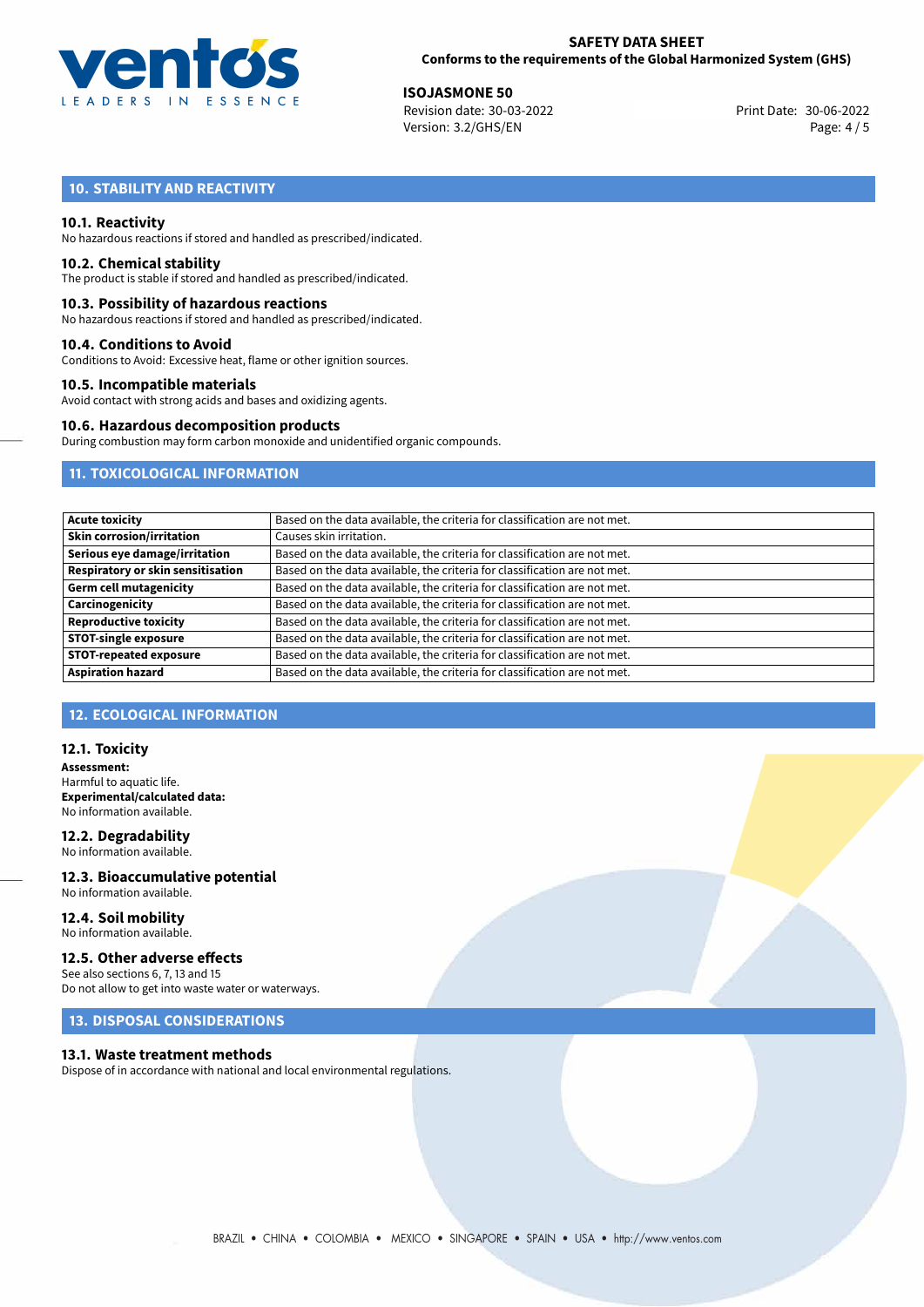## 10. STABILITY AND REACTIVITY

### 10.1. Reactivity

No hazardous reactions if stored and handled as prescribed/indicated.

### 10.2. Chemical stability

The product is stable if stored and handled as prescribed/indicated.

### 10.3. Possibility of hazardous reactions

No hazardous reactions if stored and handled as prescribed/indicated.

### 10.4. Conditions to Avoid

Conditions to Avoid: Excessive heat, flame or other ignition sources.

### 10.5. Incompatible materials

Avoid contact with strong acids and bases and oxidizing agents.

### 10.6. Hazardous decomposition products

During combustion may form carbon monoxide and unidentified organic compounds.

## 11. TOXICOLOGICAL INFORMATION

| | |
|---|---|
| **Acute toxicity** | Based on the data available, the criteria for classification are not met. |
| **Skin corrosion/irritation** | Causes skin irritation. |
| **Serious eye damage/irritation** | Based on the data available, the criteria for classification are not met. |
| **Respiratory or skin sensitisation** | Based on the data available, the criteria for classification are not met. |
| **Germ cell mutagenicity** | Based on the data available, the criteria for classification are not met. |
| **Carcinogenicity** | Based on the data available, the criteria for classification are not met. |
| **Reproductive toxicity** | Based on the data available, the criteria for classification are not met. |
| **STOT-single exposure** | Based on the data available, the criteria for classification are not met. |
| **STOT-repeated exposure** | Based on the data available, the criteria for classification are not met. |
| **Aspiration hazard** | Based on the data available, the criteria for classification are not met. |

## 12. ECOLOGICAL INFORMATION

### 12.1. Toxicity

**Assessment:**
Harmful to aquatic life.
**Experimental/calculated data:**
No information available.

### 12.2. Degradability

No information available.

### 12.3. Bioaccumulative potential

No information available.

### 12.4. Soil mobility

No information available.

### 12.5. Other adverse effects

See also sections 6, 7, 13 and 15
Do not allow to get into waste water or waterways.

## 13. DISPOSAL CONSIDERATIONS

### 13.1. Waste treatment methods

Dispose of in accordance with national and local environmental regulations.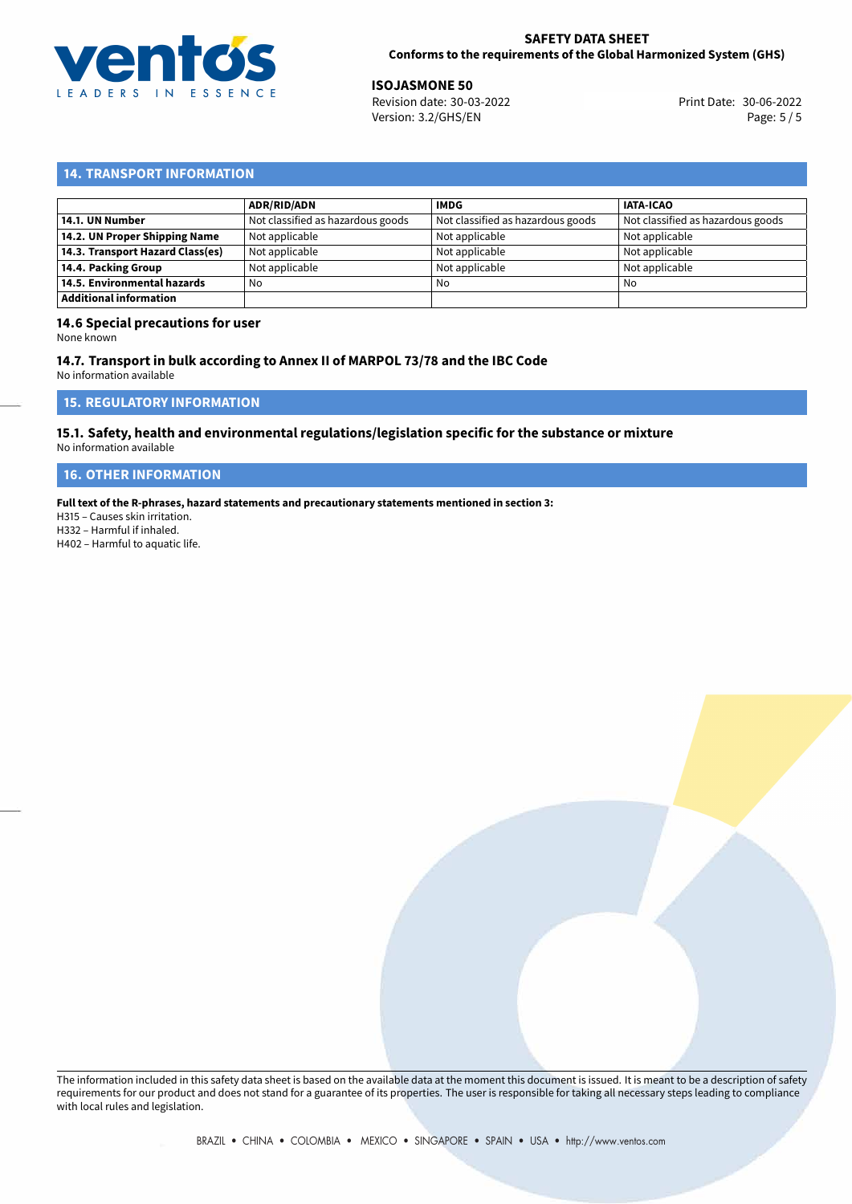## 14. TRANSPORT INFORMATION

| | ADR/RID/ADN | IMDG | IATA-ICAO |
|---|---|---|---|
| **14.1. UN Number** | Not classified as hazardous goods | Not classified as hazardous goods | Not classified as hazardous goods |
| **14.2. UN Proper Shipping Name** | Not applicable | Not applicable | Not applicable |
| **14.3. Transport Hazard Class(es)** | Not applicable | Not applicable | Not applicable |
| **14.4. Packing Group** | Not applicable | Not applicable | Not applicable |
| **14.5. Environmental hazards** | No | No | No |
| **Additional information** | | | |

### 14.6 Special precautions for user

None known

### 14.7. Transport in bulk according to Annex II of MARPOL 73/78 and the IBC Code

No information available

## 15. REGULATORY INFORMATION

### 15.1. Safety, health and environmental regulations/legislation specific for the substance or mixture

No information available

## 16. OTHER INFORMATION

**Full text of the R-phrases, hazard statements and precautionary statements mentioned in section 3:**

H315 – Causes skin irritation.
H332 – Harmful if inhaled.
H402 – Harmful to aquatic life.

The information included in this safety data sheet is based on the available data at the moment this document is issued. It is meant to be a description of safety requirements for our product and does not stand for a guarantee of its properties. The user is responsible for taking all necessary steps leading to compliance with local rules and legislation.